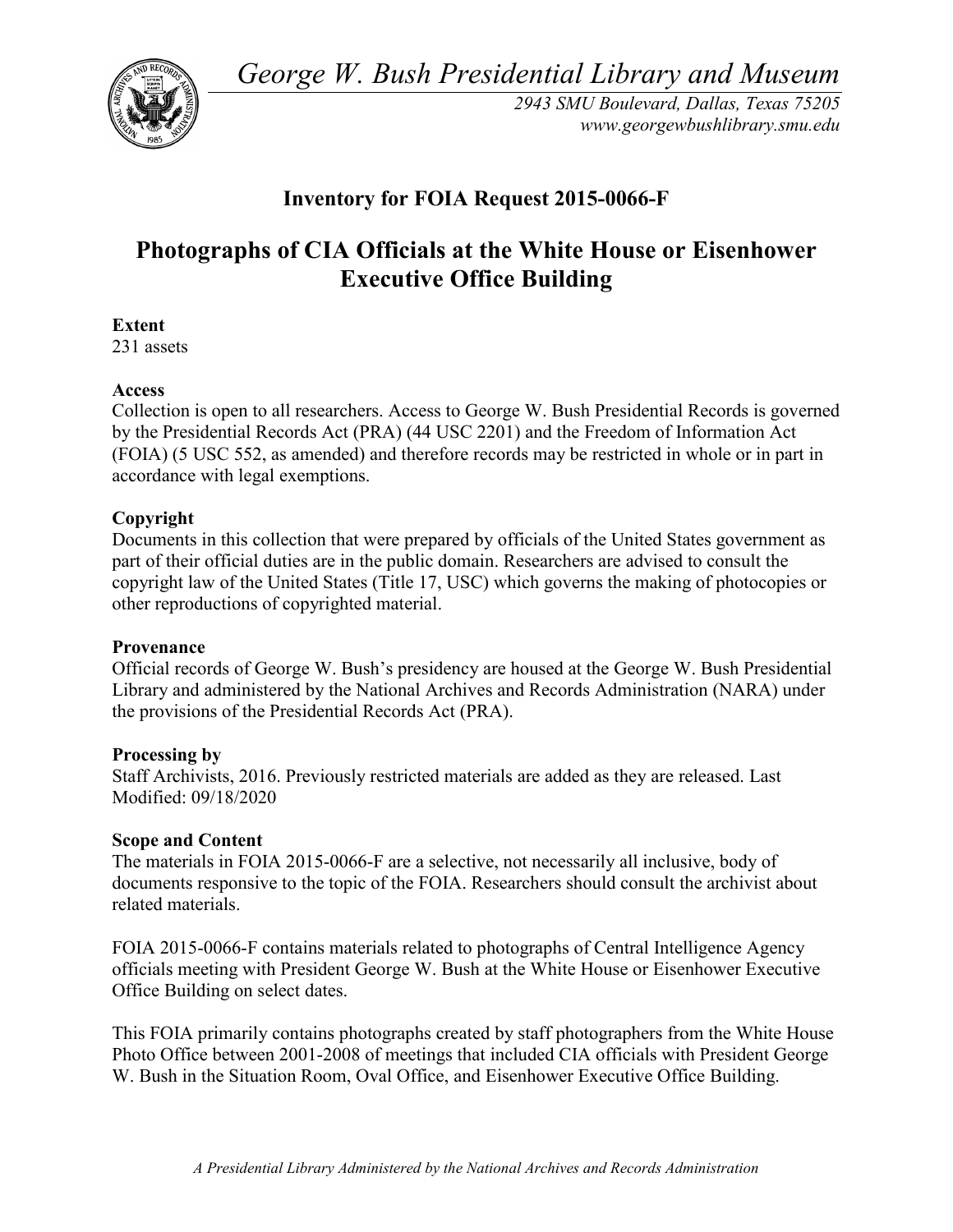*George W. Bush Presidential Library and Museum*

*2943 SMU Boulevard, Dallas, Texas 75205*
*www.georgewbushlibrary.smu.edu*

## Inventory for FOIA Request 2015-0066-F

# Photographs of CIA Officials at the White House or Eisenhower Executive Office Building

**Extent**
231 assets

**Access**
Collection is open to all researchers. Access to George W. Bush Presidential Records is governed by the Presidential Records Act (PRA) (44 USC 2201) and the Freedom of Information Act (FOIA) (5 USC 552, as amended) and therefore records may be restricted in whole or in part in accordance with legal exemptions.

**Copyright**
Documents in this collection that were prepared by officials of the United States government as part of their official duties are in the public domain. Researchers are advised to consult the copyright law of the United States (Title 17, USC) which governs the making of photocopies or other reproductions of copyrighted material.

**Provenance**
Official records of George W. Bush's presidency are housed at the George W. Bush Presidential Library and administered by the National Archives and Records Administration (NARA) under the provisions of the Presidential Records Act (PRA).

**Processing by**
Staff Archivists, 2016. Previously restricted materials are added as they are released. Last Modified: 09/18/2020

**Scope and Content**
The materials in FOIA 2015-0066-F are a selective, not necessarily all inclusive, body of documents responsive to the topic of the FOIA. Researchers should consult the archivist about related materials.

FOIA 2015-0066-F contains materials related to photographs of Central Intelligence Agency officials meeting with President George W. Bush at the White House or Eisenhower Executive Office Building on select dates.

This FOIA primarily contains photographs created by staff photographers from the White House Photo Office between 2001-2008 of meetings that included CIA officials with President George W. Bush in the Situation Room, Oval Office, and Eisenhower Executive Office Building.

*A Presidential Library Administered by the National Archives and Records Administration*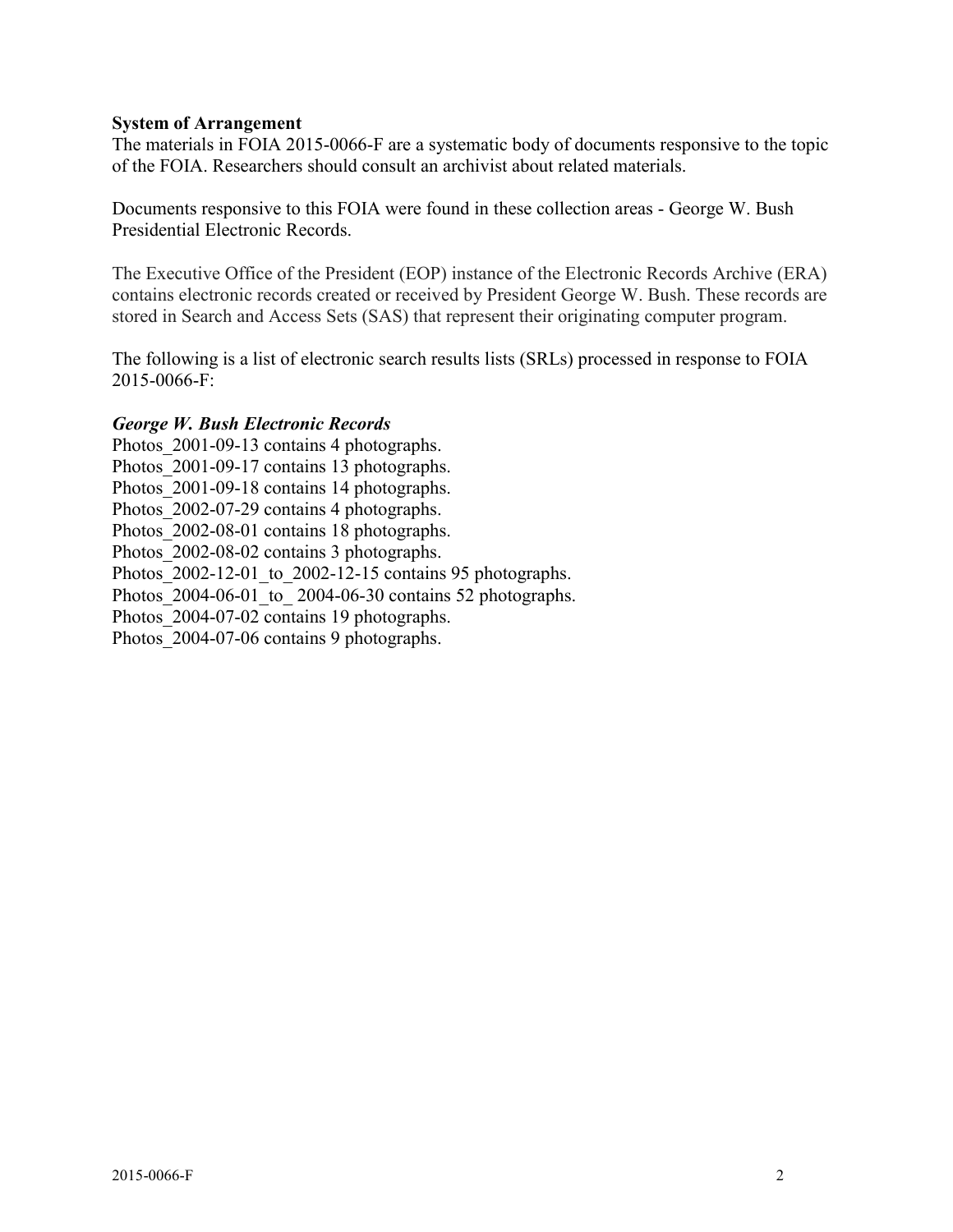**System of Arrangement**

The materials in FOIA 2015-0066-F are a systematic body of documents responsive to the topic of the FOIA. Researchers should consult an archivist about related materials.

Documents responsive to this FOIA were found in these collection areas - George W. Bush Presidential Electronic Records.

The Executive Office of the President (EOP) instance of the Electronic Records Archive (ERA) contains electronic records created or received by President George W. Bush. These records are stored in Search and Access Sets (SAS) that represent their originating computer program.

The following is a list of electronic search results lists (SRLs) processed in response to FOIA 2015-0066-F:

***George W. Bush Electronic Records***

Photos_2001-09-13 contains 4 photographs.
Photos_2001-09-17 contains 13 photographs.
Photos_2001-09-18 contains 14 photographs.
Photos_2002-07-29 contains 4 photographs.
Photos_2002-08-01 contains 18 photographs.
Photos_2002-08-02 contains 3 photographs.
Photos_2002-12-01_to_2002-12-15 contains 95 photographs.
Photos_2004-06-01_to_ 2004-06-30 contains 52 photographs.
Photos_2004-07-02 contains 19 photographs.
Photos_2004-07-06 contains 9 photographs.